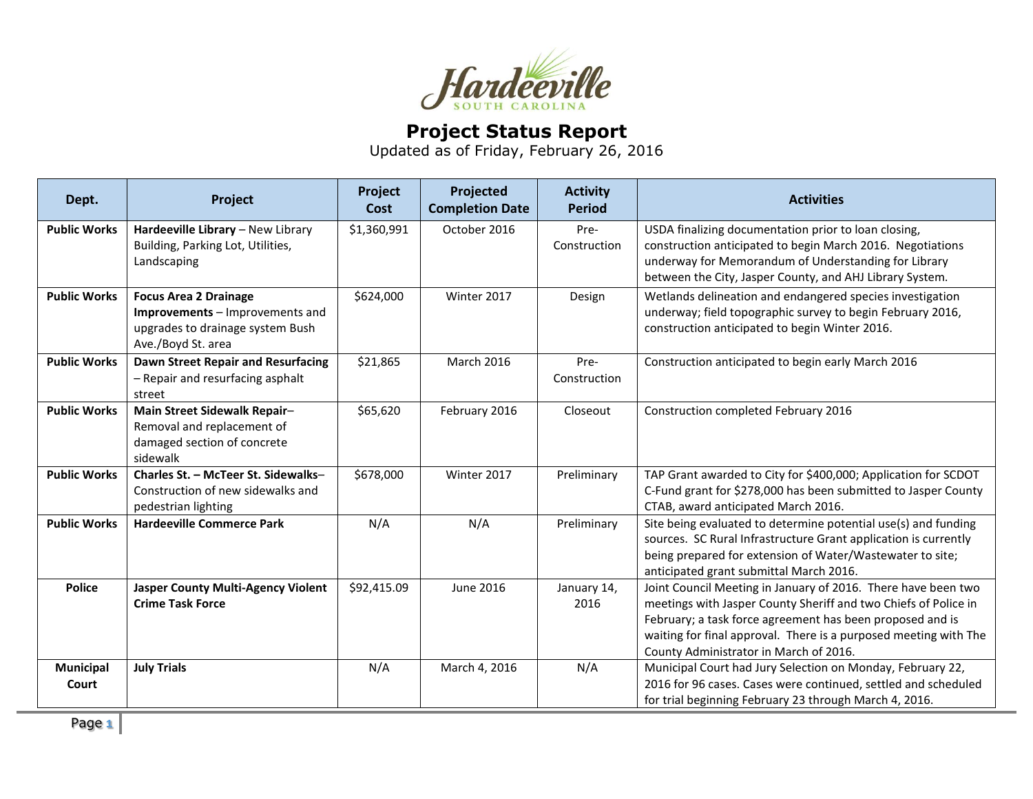Hardeeville
SOUTH CAROLINA

# Project Status Report

Updated as of Friday, February 26, 2016

| Dept. | Project | Project Cost | Projected Completion Date | Activity Period | Activities |
|---|---|---|---|---|---|
| **Public Works** | **Hardeeville Library** – New Library Building, Parking Lot, Utilities, Landscaping | $1,360,991 | October 2016 | Pre-Construction | USDA finalizing documentation prior to loan closing, construction anticipated to begin March 2016. Negotiations underway for Memorandum of Understanding for Library between the City, Jasper County, and AHJ Library System. |
| **Public Works** | **Focus Area 2 Drainage Improvements** – Improvements and upgrades to drainage system Bush Ave./Boyd St. area | $624,000 | Winter 2017 | Design | Wetlands delineation and endangered species investigation underway; field topographic survey to begin February 2016, construction anticipated to begin Winter 2016. |
| **Public Works** | **Dawn Street Repair and Resurfacing** – Repair and resurfacing asphalt street | $21,865 | March 2016 | Pre-Construction | Construction anticipated to begin early March 2016 |
| **Public Works** | **Main Street Sidewalk Repair**– Removal and replacement of damaged section of concrete sidewalk | $65,620 | February 2016 | Closeout | Construction completed February 2016 |
| **Public Works** | **Charles St. – McTeer St. Sidewalks**– Construction of new sidewalks and pedestrian lighting | $678,000 | Winter 2017 | Preliminary | TAP Grant awarded to City for $400,000; Application for SCDOT C-Fund grant for $278,000 has been submitted to Jasper County CTAB, award anticipated March 2016. |
| **Public Works** | **Hardeeville Commerce Park** | N/A | N/A | Preliminary | Site being evaluated to determine potential use(s) and funding sources. SC Rural Infrastructure Grant application is currently being prepared for extension of Water/Wastewater to site; anticipated grant submittal March 2016. |
| **Police** | **Jasper County Multi-Agency Violent Crime Task Force** | $92,415.09 | June 2016 | January 14, 2016 | Joint Council Meeting in January of 2016. There have been two meetings with Jasper County Sheriff and two Chiefs of Police in February; a task force agreement has been proposed and is waiting for final approval. There is a purposed meeting with The County Administrator in March of 2016. |
| **Municipal Court** | **July Trials** | N/A | March 4, 2016 | N/A | Municipal Court had Jury Selection on Monday, February 22, 2016 for 96 cases. Cases were continued, settled and scheduled for trial beginning February 23 through March 4, 2016. |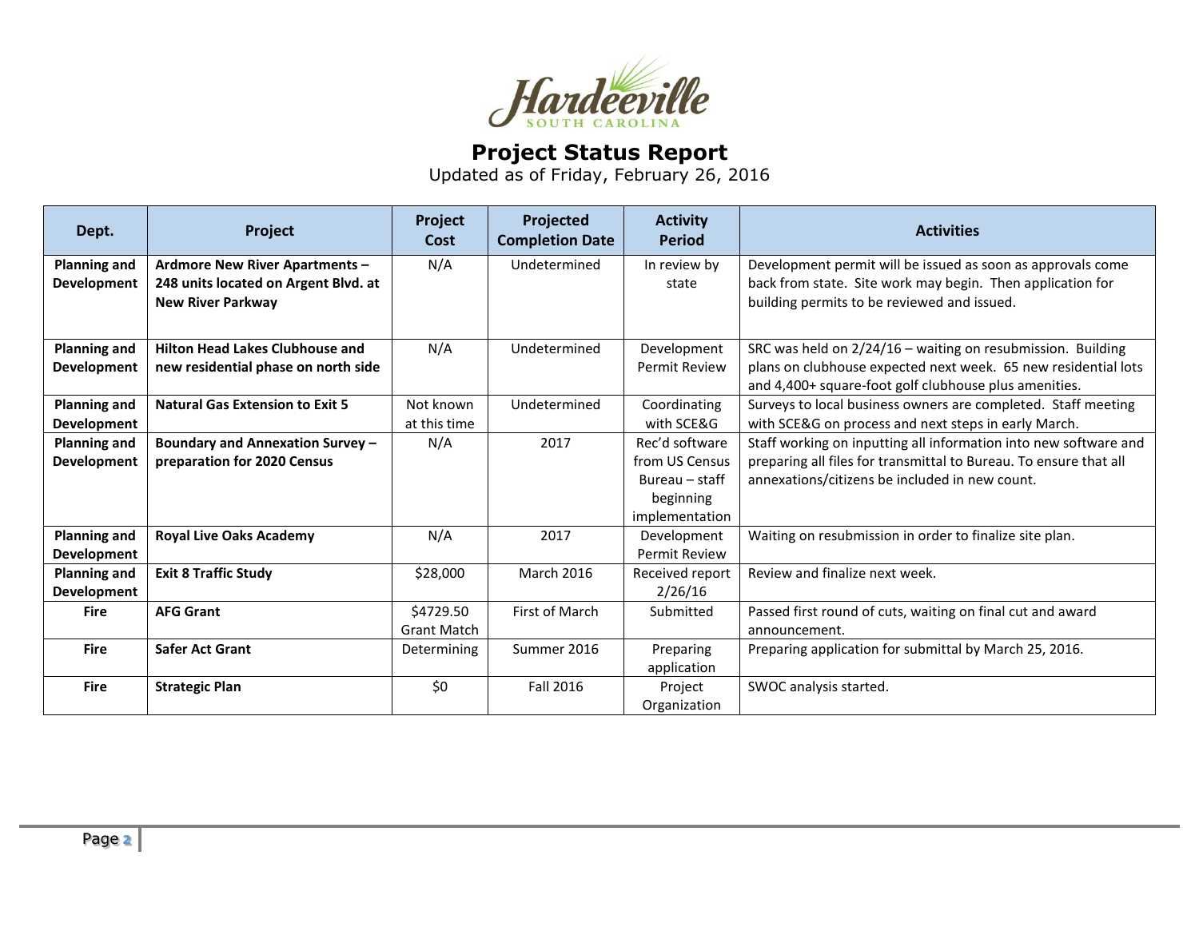# Hardeeville
SOUTH CAROLINA

## Project Status Report

Updated as of Friday, February 26, 2016

| Dept. | Project | Project Cost | Projected Completion Date | Activity Period | Activities |
|---|---|---|---|---|---|
| **Planning and Development** | **Ardmore New River Apartments – 248 units located on Argent Blvd. at New River Parkway** | N/A | Undetermined | In review by state | Development permit will be issued as soon as approvals come back from state. Site work may begin. Then application for building permits to be reviewed and issued. |
| **Planning and Development** | **Hilton Head Lakes Clubhouse and new residential phase on north side** | N/A | Undetermined | Development Permit Review | SRC was held on 2/24/16 – waiting on resubmission. Building plans on clubhouse expected next week. 65 new residential lots and 4,400+ square-foot golf clubhouse plus amenities. |
| **Planning and Development** | **Natural Gas Extension to Exit 5** | Not known at this time | Undetermined | Coordinating with SCE&G | Surveys to local business owners are completed. Staff meeting with SCE&G on process and next steps in early March. |
| **Planning and Development** | **Boundary and Annexation Survey – preparation for 2020 Census** | N/A | 2017 | Rec'd software from US Census Bureau – staff beginning implementation | Staff working on inputting all information into new software and preparing all files for transmittal to Bureau. To ensure that all annexations/citizens be included in new count. |
| **Planning and Development** | **Royal Live Oaks Academy** | N/A | 2017 | Development Permit Review | Waiting on resubmission in order to finalize site plan. |
| **Planning and Development** | **Exit 8 Traffic Study** | $28,000 | March 2016 | Received report 2/26/16 | Review and finalize next week. |
| **Fire** | **AFG Grant** | $4729.50 Grant Match | First of March | Submitted | Passed first round of cuts, waiting on final cut and award announcement. |
| **Fire** | **Safer Act Grant** | Determining | Summer 2016 | Preparing application | Preparing application for submittal by March 25, 2016. |
| **Fire** | **Strategic Plan** | $0 | Fall 2016 | Project Organization | SWOC analysis started. |